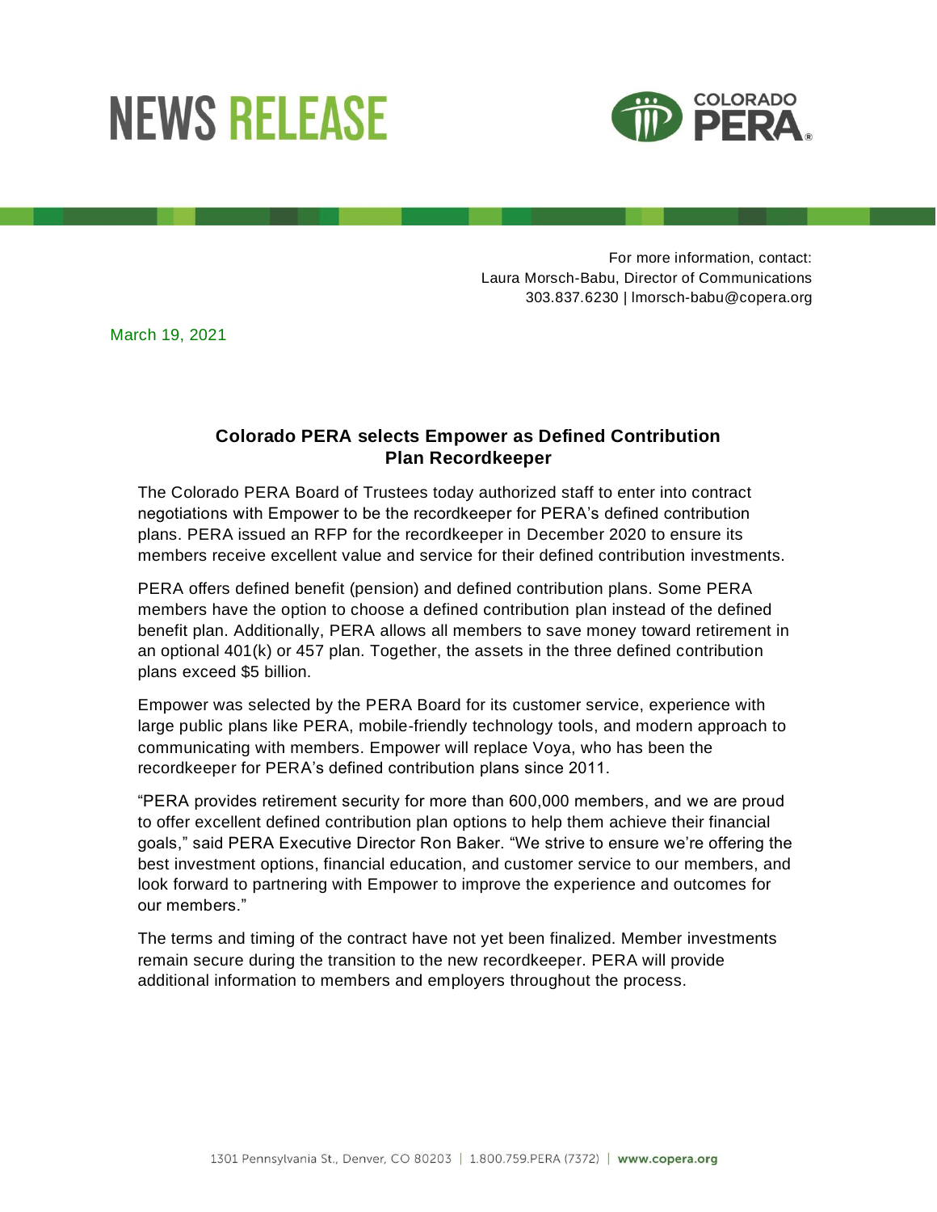# NEWS RELEASE

COLORADO PERA

For more information, contact:
Laura Morsch-Babu, Director of Communications
303.837.6230 | lmorsch-babu@copera.org

March 19, 2021

## Colorado PERA selects Empower as Defined Contribution Plan Recordkeeper

The Colorado PERA Board of Trustees today authorized staff to enter into contract negotiations with Empower to be the recordkeeper for PERA's defined contribution plans. PERA issued an RFP for the recordkeeper in December 2020 to ensure its members receive excellent value and service for their defined contribution investments.

PERA offers defined benefit (pension) and defined contribution plans. Some PERA members have the option to choose a defined contribution plan instead of the defined benefit plan. Additionally, PERA allows all members to save money toward retirement in an optional 401(k) or 457 plan. Together, the assets in the three defined contribution plans exceed $5 billion.

Empower was selected by the PERA Board for its customer service, experience with large public plans like PERA, mobile-friendly technology tools, and modern approach to communicating with members. Empower will replace Voya, who has been the recordkeeper for PERA's defined contribution plans since 2011.

"PERA provides retirement security for more than 600,000 members, and we are proud to offer excellent defined contribution plan options to help them achieve their financial goals," said PERA Executive Director Ron Baker. "We strive to ensure we're offering the best investment options, financial education, and customer service to our members, and look forward to partnering with Empower to improve the experience and outcomes for our members."

The terms and timing of the contract have not yet been finalized. Member investments remain secure during the transition to the new recordkeeper. PERA will provide additional information to members and employers throughout the process.

1301 Pennsylvania St., Denver, CO 80203 | 1.800.759.PERA (7372) | **www.copera.org**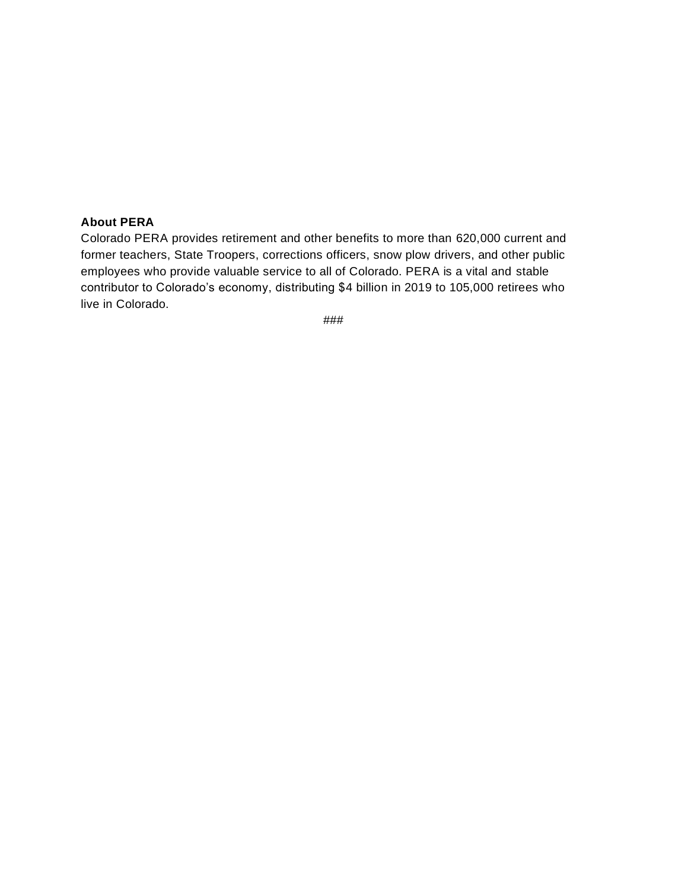**About PERA**

Colorado PERA provides retirement and other benefits to more than 620,000 current and former teachers, State Troopers, corrections officers, snow plow drivers, and other public employees who provide valuable service to all of Colorado. PERA is a vital and stable contributor to Colorado's economy, distributing $4 billion in 2019 to 105,000 retirees who live in Colorado.

###